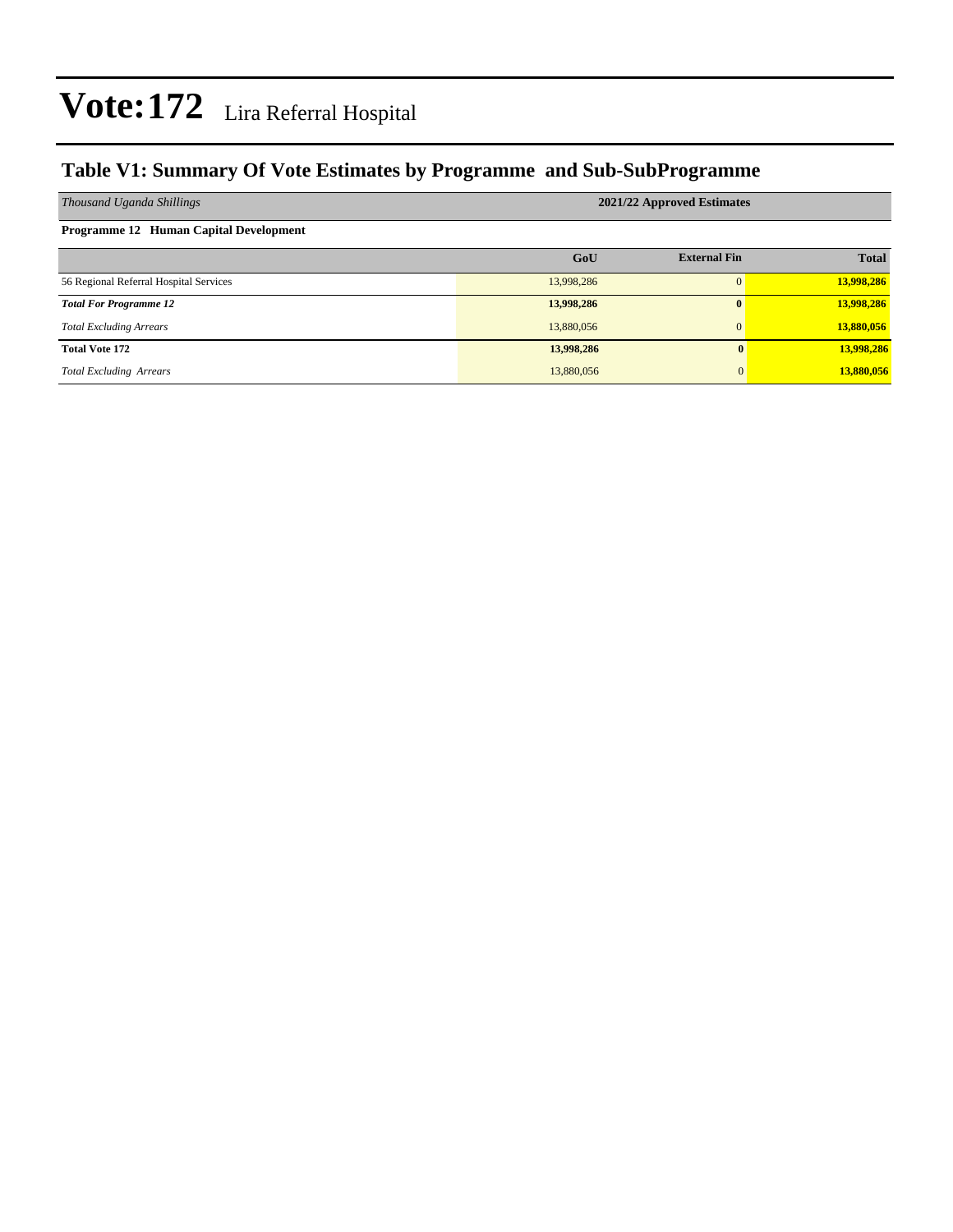# Vote:172 Lira Referral Hospital

## Table V1: Summary Of Vote Estimates by Programme and Sub-SubProgramme

| *Thousand Uganda Shillings* | 2021/22 Approved Estimates | | |
|---|---|---|---|
| **Programme 12 Human Capital Development** | | | |
| | **GoU** | **External Fin** | **Total** |
| 56 Regional Referral Hospital Services | 13,998,286 | 0 | **13,998,286** |
| ***Total For Programme 12*** | **13,998,286** | **0** | **13,998,286** |
| *Total Excluding Arrears* | 13,880,056 | 0 | **13,880,056** |
| **Total Vote 172** | **13,998,286** | **0** | **13,998,286** |
| *Total Excluding Arrears* | 13,880,056 | 0 | **13,880,056** |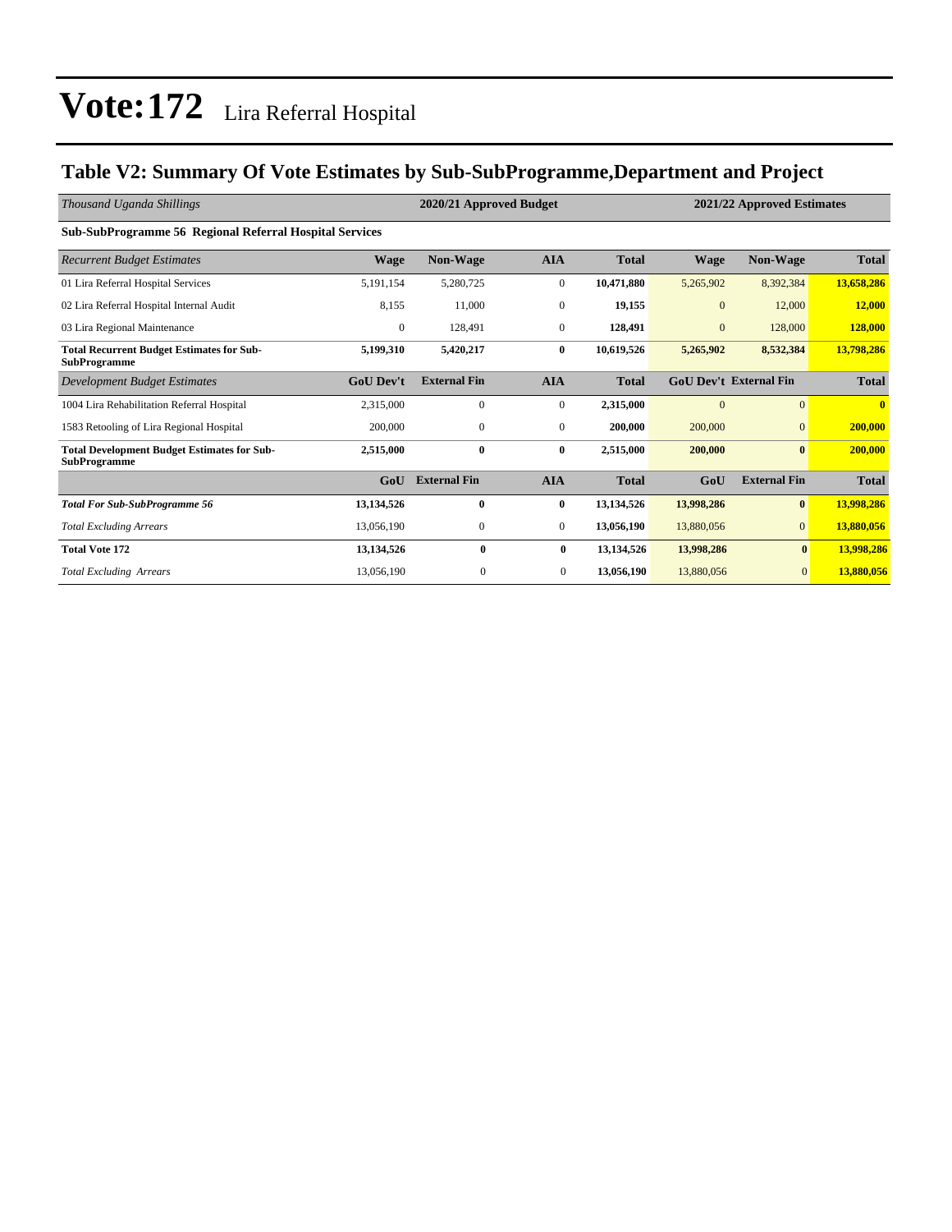# Vote:172 Lira Referral Hospital

## Table V2: Summary Of Vote Estimates by Sub-SubProgramme,Department and Project

| *Thousand Uganda Shillings* | 2020/21 Approved Budget | | | | 2021/22 Approved Estimates | | |
|---|---|---|---|---|---|---|---|
| **Sub-SubProgramme 56 Regional Referral Hospital Services** | | | | | | | |
| *Recurrent Budget Estimates* | **Wage** | **Non-Wage** | **AIA** | **Total** | **Wage** | **Non-Wage** | **Total** |
| 01 Lira Referral Hospital Services | 5,191,154 | 5,280,725 | 0 | **10,471,880** | 5,265,902 | 8,392,384 | **13,658,286** |
| 02 Lira Referral Hospital Internal Audit | 8,155 | 11,000 | 0 | **19,155** | 0 | 12,000 | **12,000** |
| 03 Lira Regional Maintenance | 0 | 128,491 | 0 | **128,491** | 0 | 128,000 | **128,000** |
| **Total Recurrent Budget Estimates for Sub-SubProgramme** | **5,199,310** | **5,420,217** | **0** | **10,619,526** | **5,265,902** | **8,532,384** | **13,798,286** |
| *Development Budget Estimates* | **GoU Dev't** | **External Fin** | **AIA** | **Total** | **GoU Dev't** | **External Fin** | **Total** |
| 1004 Lira Rehabilitation Referral Hospital | 2,315,000 | 0 | 0 | **2,315,000** | 0 | 0 | **0** |
| 1583 Retooling of Lira Regional Hospital | 200,000 | 0 | 0 | **200,000** | 200,000 | 0 | **200,000** |
| **Total Development Budget Estimates for Sub-SubProgramme** | **2,515,000** | **0** | **0** | **2,515,000** | **200,000** | **0** | **200,000** |
| | **GoU** | **External Fin** | **AIA** | **Total** | **GoU** | **External Fin** | **Total** |
| ***Total For Sub-SubProgramme 56*** | **13,134,526** | **0** | **0** | **13,134,526** | **13,998,286** | **0** | **13,998,286** |
| *Total Excluding Arrears* | 13,056,190 | 0 | 0 | **13,056,190** | 13,880,056 | 0 | **13,880,056** |
| **Total Vote 172** | **13,134,526** | **0** | **0** | **13,134,526** | **13,998,286** | **0** | **13,998,286** |
| *Total Excluding Arrears* | 13,056,190 | 0 | 0 | **13,056,190** | 13,880,056 | 0 | **13,880,056** |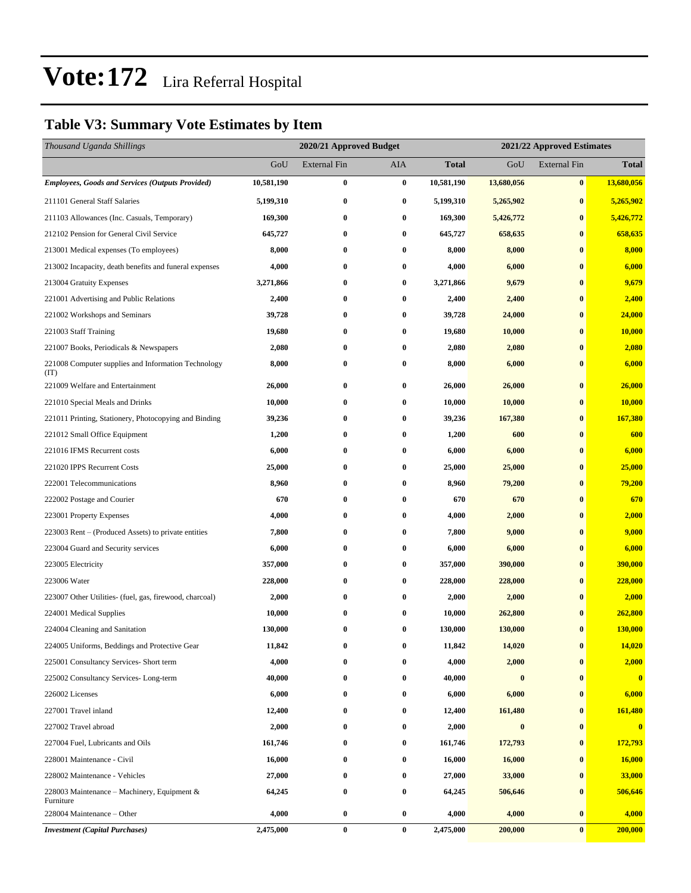# Vote:172 Lira Referral Hospital

## Table V3: Summary Vote Estimates by Item

| *Thousand Uganda Shillings* | 2020/21 Approved Budget | | | | 2021/22 Approved Estimates | | |
|---|---|---|---|---|---|---|---|
| | GoU | External Fin | AIA | **Total** | GoU | External Fin | **Total** |
| ***Employees, Goods and Services (Outputs Provided)*** | **10,581,190** | **0** | **0** | **10,581,190** | **13,680,056** | **0** | **13,680,056** |
| 211101 General Staff Salaries | **5,199,310** | **0** | **0** | **5,199,310** | **5,265,902** | **0** | **5,265,902** |
| 211103 Allowances (Inc. Casuals, Temporary) | **169,300** | **0** | **0** | **169,300** | **5,426,772** | **0** | **5,426,772** |
| 212102 Pension for General Civil Service | **645,727** | **0** | **0** | **645,727** | **658,635** | **0** | **658,635** |
| 213001 Medical expenses (To employees) | **8,000** | **0** | **0** | **8,000** | **8,000** | **0** | **8,000** |
| 213002 Incapacity, death benefits and funeral expenses | **4,000** | **0** | **0** | **4,000** | **6,000** | **0** | **6,000** |
| 213004 Gratuity Expenses | **3,271,866** | **0** | **0** | **3,271,866** | **9,679** | **0** | **9,679** |
| 221001 Advertising and Public Relations | **2,400** | **0** | **0** | **2,400** | **2,400** | **0** | **2,400** |
| 221002 Workshops and Seminars | **39,728** | **0** | **0** | **39,728** | **24,000** | **0** | **24,000** |
| 221003 Staff Training | **19,680** | **0** | **0** | **19,680** | **10,000** | **0** | **10,000** |
| 221007 Books, Periodicals & Newspapers | **2,080** | **0** | **0** | **2,080** | **2,080** | **0** | **2,080** |
| 221008 Computer supplies and Information Technology (IT) | **8,000** | **0** | **0** | **8,000** | **6,000** | **0** | **6,000** |
| 221009 Welfare and Entertainment | **26,000** | **0** | **0** | **26,000** | **26,000** | **0** | **26,000** |
| 221010 Special Meals and Drinks | **10,000** | **0** | **0** | **10,000** | **10,000** | **0** | **10,000** |
| 221011 Printing, Stationery, Photocopying and Binding | **39,236** | **0** | **0** | **39,236** | **167,380** | **0** | **167,380** |
| 221012 Small Office Equipment | **1,200** | **0** | **0** | **1,200** | **600** | **0** | **600** |
| 221016 IFMS Recurrent costs | **6,000** | **0** | **0** | **6,000** | **6,000** | **0** | **6,000** |
| 221020 IPPS Recurrent Costs | **25,000** | **0** | **0** | **25,000** | **25,000** | **0** | **25,000** |
| 222001 Telecommunications | **8,960** | **0** | **0** | **8,960** | **79,200** | **0** | **79,200** |
| 222002 Postage and Courier | **670** | **0** | **0** | **670** | **670** | **0** | **670** |
| 223001 Property Expenses | **4,000** | **0** | **0** | **4,000** | **2,000** | **0** | **2,000** |
| 223003 Rent – (Produced Assets) to private entities | **7,800** | **0** | **0** | **7,800** | **9,000** | **0** | **9,000** |
| 223004 Guard and Security services | **6,000** | **0** | **0** | **6,000** | **6,000** | **0** | **6,000** |
| 223005 Electricity | **357,000** | **0** | **0** | **357,000** | **390,000** | **0** | **390,000** |
| 223006 Water | **228,000** | **0** | **0** | **228,000** | **228,000** | **0** | **228,000** |
| 223007 Other Utilities- (fuel, gas, firewood, charcoal) | **2,000** | **0** | **0** | **2,000** | **2,000** | **0** | **2,000** |
| 224001 Medical Supplies | **10,000** | **0** | **0** | **10,000** | **262,800** | **0** | **262,800** |
| 224004 Cleaning and Sanitation | **130,000** | **0** | **0** | **130,000** | **130,000** | **0** | **130,000** |
| 224005 Uniforms, Beddings and Protective Gear | **11,842** | **0** | **0** | **11,842** | **14,020** | **0** | **14,020** |
| 225001 Consultancy Services- Short term | **4,000** | **0** | **0** | **4,000** | **2,000** | **0** | **2,000** |
| 225002 Consultancy Services- Long-term | **40,000** | **0** | **0** | **40,000** | **0** | **0** | **0** |
| 226002 Licenses | **6,000** | **0** | **0** | **6,000** | **6,000** | **0** | **6,000** |
| 227001 Travel inland | **12,400** | **0** | **0** | **12,400** | **161,480** | **0** | **161,480** |
| 227002 Travel abroad | **2,000** | **0** | **0** | **2,000** | **0** | **0** | **0** |
| 227004 Fuel, Lubricants and Oils | **161,746** | **0** | **0** | **161,746** | **172,793** | **0** | **172,793** |
| 228001 Maintenance - Civil | **16,000** | **0** | **0** | **16,000** | **16,000** | **0** | **16,000** |
| 228002 Maintenance - Vehicles | **27,000** | **0** | **0** | **27,000** | **33,000** | **0** | **33,000** |
| 228003 Maintenance – Machinery, Equipment & Furniture | **64,245** | **0** | **0** | **64,245** | **506,646** | **0** | **506,646** |
| 228004 Maintenance – Other | **4,000** | **0** | **0** | **4,000** | **4,000** | **0** | **4,000** |
| ***Investment (Capital Purchases)*** | **2,475,000** | **0** | **0** | **2,475,000** | **200,000** | **0** | **200,000** |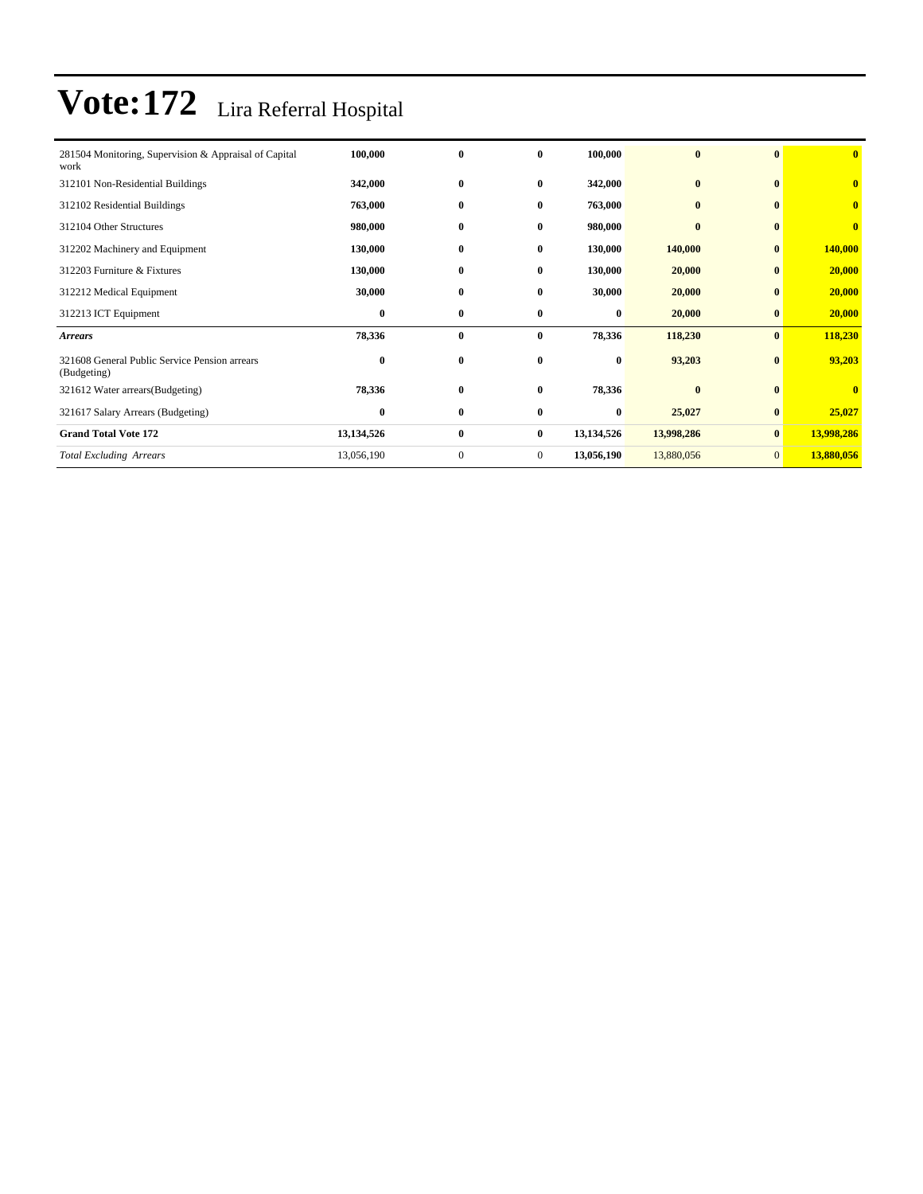# Vote:172 Lira Referral Hospital

| | | | | | | | |
|---|---|---|---|---|---|---|---|
| 281504 Monitoring, Supervision & Appraisal of Capital work | **100,000** | **0** | **0** | **100,000** | **0** | **0** | **0** |
| 312101 Non-Residential Buildings | **342,000** | **0** | **0** | **342,000** | **0** | **0** | **0** |
| 312102 Residential Buildings | **763,000** | **0** | **0** | **763,000** | **0** | **0** | **0** |
| 312104 Other Structures | **980,000** | **0** | **0** | **980,000** | **0** | **0** | **0** |
| 312202 Machinery and Equipment | **130,000** | **0** | **0** | **130,000** | **140,000** | **0** | **140,000** |
| 312203 Furniture & Fixtures | **130,000** | **0** | **0** | **130,000** | **20,000** | **0** | **20,000** |
| 312212 Medical Equipment | **30,000** | **0** | **0** | **30,000** | **20,000** | **0** | **20,000** |
| 312213 ICT Equipment | **0** | **0** | **0** | **0** | **20,000** | **0** | **20,000** |
| ***Arrears*** | **78,336** | **0** | **0** | **78,336** | **118,230** | **0** | **118,230** |
| 321608 General Public Service Pension arrears (Budgeting) | **0** | **0** | **0** | **0** | **93,203** | **0** | **93,203** |
| 321612 Water arrears(Budgeting) | **78,336** | **0** | **0** | **78,336** | **0** | **0** | **0** |
| 321617 Salary Arrears (Budgeting) | **0** | **0** | **0** | **0** | **25,027** | **0** | **25,027** |
| **Grand Total Vote 172** | **13,134,526** | **0** | **0** | **13,134,526** | **13,998,286** | **0** | **13,998,286** |
| *Total Excluding Arrears* | 13,056,190 | 0 | 0 | **13,056,190** | 13,880,056 | 0 | **13,880,056** |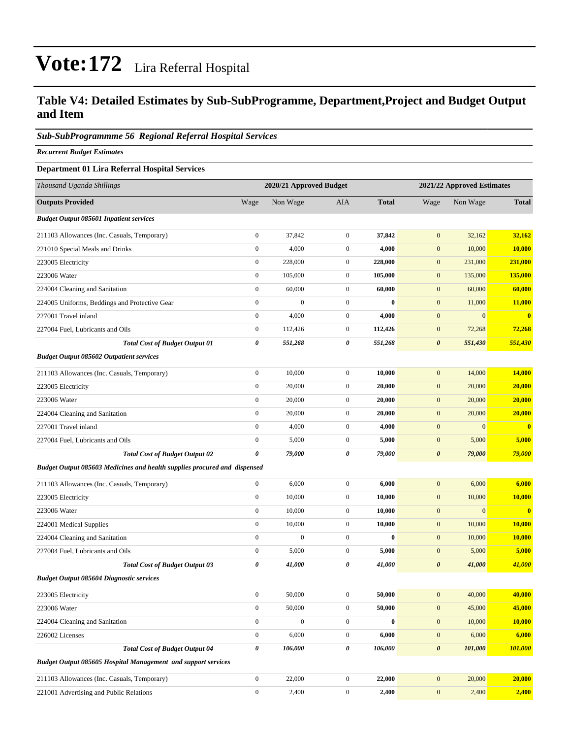# Vote:172 Lira Referral Hospital

## Table V4: Detailed Estimates by Sub-SubProgramme, Department,Project and Budget Output and Item

### *Sub-SubProgrammme 56 Regional Referral Hospital Services*

***Recurrent Budget Estimates***

**Department 01 Lira Referral Hospital Services**

| *Thousand Uganda Shillings* | 2020/21 Approved Budget | | | | 2021/22 Approved Estimates | | |
|---|---|---|---|---|---|---|---|
| **Outputs Provided** | Wage | Non Wage | AIA | **Total** | Wage | Non Wage | **Total** |
| ***Budget Output 085601 Inpatient services*** | | | | | | | |
| 211103 Allowances (Inc. Casuals, Temporary) | 0 | 37,842 | 0 | **37,842** | 0 | 32,162 | **32,162** |
| 221010 Special Meals and Drinks | 0 | 4,000 | 0 | **4,000** | 0 | 10,000 | **10,000** |
| 223005 Electricity | 0 | 228,000 | 0 | **228,000** | 0 | 231,000 | **231,000** |
| 223006 Water | 0 | 105,000 | 0 | **105,000** | 0 | 135,000 | **135,000** |
| 224004 Cleaning and Sanitation | 0 | 60,000 | 0 | **60,000** | 0 | 60,000 | **60,000** |
| 224005 Uniforms, Beddings and Protective Gear | 0 | 0 | 0 | **0** | 0 | 11,000 | **11,000** |
| 227001 Travel inland | 0 | 4,000 | 0 | **4,000** | 0 | 0 | **0** |
| 227004 Fuel, Lubricants and Oils | 0 | 112,426 | 0 | **112,426** | 0 | 72,268 | **72,268** |
| ***Total Cost of Budget Output 01*** | ***0*** | ***551,268*** | ***0*** | ***551,268*** | ***0*** | ***551,430*** | ***551,430*** |
| ***Budget Output 085602 Outpatient services*** | | | | | | | |
| 211103 Allowances (Inc. Casuals, Temporary) | 0 | 10,000 | 0 | **10,000** | 0 | 14,000 | **14,000** |
| 223005 Electricity | 0 | 20,000 | 0 | **20,000** | 0 | 20,000 | **20,000** |
| 223006 Water | 0 | 20,000 | 0 | **20,000** | 0 | 20,000 | **20,000** |
| 224004 Cleaning and Sanitation | 0 | 20,000 | 0 | **20,000** | 0 | 20,000 | **20,000** |
| 227001 Travel inland | 0 | 4,000 | 0 | **4,000** | 0 | 0 | **0** |
| 227004 Fuel, Lubricants and Oils | 0 | 5,000 | 0 | **5,000** | 0 | 5,000 | **5,000** |
| ***Total Cost of Budget Output 02*** | ***0*** | ***79,000*** | ***0*** | ***79,000*** | ***0*** | ***79,000*** | ***79,000*** |
| ***Budget Output 085603 Medicines and health supplies procured and dispensed*** | | | | | | | |
| 211103 Allowances (Inc. Casuals, Temporary) | 0 | 6,000 | 0 | **6,000** | 0 | 6,000 | **6,000** |
| 223005 Electricity | 0 | 10,000 | 0 | **10,000** | 0 | 10,000 | **10,000** |
| 223006 Water | 0 | 10,000 | 0 | **10,000** | 0 | 0 | **0** |
| 224001 Medical Supplies | 0 | 10,000 | 0 | **10,000** | 0 | 10,000 | **10,000** |
| 224004 Cleaning and Sanitation | 0 | 0 | 0 | **0** | 0 | 10,000 | **10,000** |
| 227004 Fuel, Lubricants and Oils | 0 | 5,000 | 0 | **5,000** | 0 | 5,000 | **5,000** |
| ***Total Cost of Budget Output 03*** | ***0*** | ***41,000*** | ***0*** | ***41,000*** | ***0*** | ***41,000*** | ***41,000*** |
| ***Budget Output 085604 Diagnostic services*** | | | | | | | |
| 223005 Electricity | 0 | 50,000 | 0 | **50,000** | 0 | 40,000 | **40,000** |
| 223006 Water | 0 | 50,000 | 0 | **50,000** | 0 | 45,000 | **45,000** |
| 224004 Cleaning and Sanitation | 0 | 0 | 0 | **0** | 0 | 10,000 | **10,000** |
| 226002 Licenses | 0 | 6,000 | 0 | **6,000** | 0 | 6,000 | **6,000** |
| ***Total Cost of Budget Output 04*** | ***0*** | ***106,000*** | ***0*** | ***106,000*** | ***0*** | ***101,000*** | ***101,000*** |
| ***Budget Output 085605 Hospital Management and support services*** | | | | | | | |
| 211103 Allowances (Inc. Casuals, Temporary) | 0 | 22,000 | 0 | **22,000** | 0 | 20,000 | **20,000** |
| 221001 Advertising and Public Relations | 0 | 2,400 | 0 | **2,400** | 0 | 2,400 | **2,400** |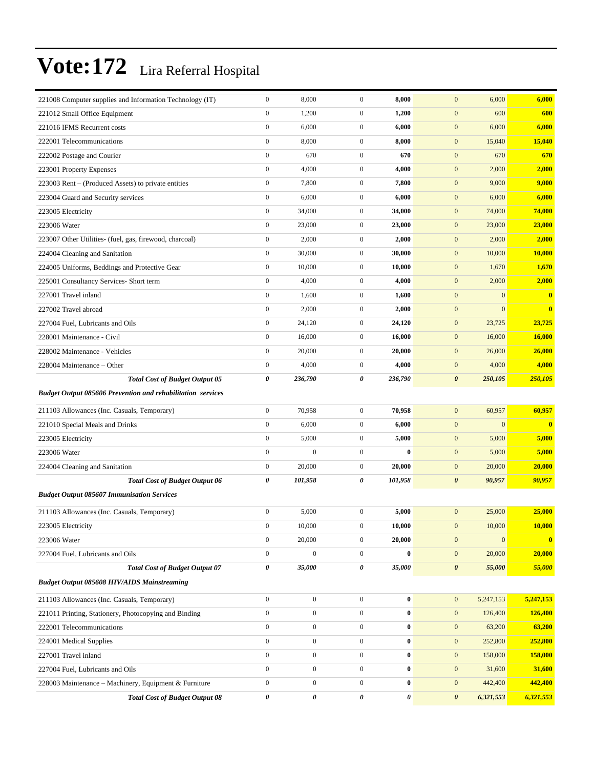# Vote:172 Lira Referral Hospital

| | | | | | | | |
|---|---|---|---|---|---|---|---|
| 221008 Computer supplies and Information Technology (IT) | 0 | 8,000 | 0 | **8,000** | 0 | 6,000 | **6,000** |
| 221012 Small Office Equipment | 0 | 1,200 | 0 | **1,200** | 0 | 600 | **600** |
| 221016 IFMS Recurrent costs | 0 | 6,000 | 0 | **6,000** | 0 | 6,000 | **6,000** |
| 222001 Telecommunications | 0 | 8,000 | 0 | **8,000** | 0 | 15,040 | **15,040** |
| 222002 Postage and Courier | 0 | 670 | 0 | **670** | 0 | 670 | **670** |
| 223001 Property Expenses | 0 | 4,000 | 0 | **4,000** | 0 | 2,000 | **2,000** |
| 223003 Rent – (Produced Assets) to private entities | 0 | 7,800 | 0 | **7,800** | 0 | 9,000 | **9,000** |
| 223004 Guard and Security services | 0 | 6,000 | 0 | **6,000** | 0 | 6,000 | **6,000** |
| 223005 Electricity | 0 | 34,000 | 0 | **34,000** | 0 | 74,000 | **74,000** |
| 223006 Water | 0 | 23,000 | 0 | **23,000** | 0 | 23,000 | **23,000** |
| 223007 Other Utilities- (fuel, gas, firewood, charcoal) | 0 | 2,000 | 0 | **2,000** | 0 | 2,000 | **2,000** |
| 224004 Cleaning and Sanitation | 0 | 30,000 | 0 | **30,000** | 0 | 10,000 | **10,000** |
| 224005 Uniforms, Beddings and Protective Gear | 0 | 10,000 | 0 | **10,000** | 0 | 1,670 | **1,670** |
| 225001 Consultancy Services- Short term | 0 | 4,000 | 0 | **4,000** | 0 | 2,000 | **2,000** |
| 227001 Travel inland | 0 | 1,600 | 0 | **1,600** | 0 | 0 | **0** |
| 227002 Travel abroad | 0 | 2,000 | 0 | **2,000** | 0 | 0 | **0** |
| 227004 Fuel, Lubricants and Oils | 0 | 24,120 | 0 | **24,120** | 0 | 23,725 | **23,725** |
| 228001 Maintenance - Civil | 0 | 16,000 | 0 | **16,000** | 0 | 16,000 | **16,000** |
| 228002 Maintenance - Vehicles | 0 | 20,000 | 0 | **20,000** | 0 | 26,000 | **26,000** |
| 228004 Maintenance – Other | 0 | 4,000 | 0 | **4,000** | 0 | 4,000 | **4,000** |
| ***Total Cost of Budget Output 05*** | ***0*** | ***236,790*** | ***0*** | ***236,790*** | ***0*** | ***250,105*** | ***250,105*** |
| ***Budget Output 085606 Prevention and rehabilitation services*** | | | | | | | |
| 211103 Allowances (Inc. Casuals, Temporary) | 0 | 70,958 | 0 | **70,958** | 0 | 60,957 | **60,957** |
| 221010 Special Meals and Drinks | 0 | 6,000 | 0 | **6,000** | 0 | 0 | **0** |
| 223005 Electricity | 0 | 5,000 | 0 | **5,000** | 0 | 5,000 | **5,000** |
| 223006 Water | 0 | 0 | 0 | **0** | 0 | 5,000 | **5,000** |
| 224004 Cleaning and Sanitation | 0 | 20,000 | 0 | **20,000** | 0 | 20,000 | **20,000** |
| ***Total Cost of Budget Output 06*** | ***0*** | ***101,958*** | ***0*** | ***101,958*** | ***0*** | ***90,957*** | ***90,957*** |
| ***Budget Output 085607 Immunisation Services*** | | | | | | | |
| 211103 Allowances (Inc. Casuals, Temporary) | 0 | 5,000 | 0 | **5,000** | 0 | 25,000 | **25,000** |
| 223005 Electricity | 0 | 10,000 | 0 | **10,000** | 0 | 10,000 | **10,000** |
| 223006 Water | 0 | 20,000 | 0 | **20,000** | 0 | 0 | **0** |
| 227004 Fuel, Lubricants and Oils | 0 | 0 | 0 | **0** | 0 | 20,000 | **20,000** |
| ***Total Cost of Budget Output 07*** | ***0*** | ***35,000*** | ***0*** | ***35,000*** | ***0*** | ***55,000*** | ***55,000*** |
| ***Budget Output 085608 HIV/AIDS Mainstreaming*** | | | | | | | |
| 211103 Allowances (Inc. Casuals, Temporary) | 0 | 0 | 0 | **0** | 0 | 5,247,153 | **5,247,153** |
| 221011 Printing, Stationery, Photocopying and Binding | 0 | 0 | 0 | **0** | 0 | 126,400 | **126,400** |
| 222001 Telecommunications | 0 | 0 | 0 | **0** | 0 | 63,200 | **63,200** |
| 224001 Medical Supplies | 0 | 0 | 0 | **0** | 0 | 252,800 | **252,800** |
| 227001 Travel inland | 0 | 0 | 0 | **0** | 0 | 158,000 | **158,000** |
| 227004 Fuel, Lubricants and Oils | 0 | 0 | 0 | **0** | 0 | 31,600 | **31,600** |
| 228003 Maintenance – Machinery, Equipment & Furniture | 0 | 0 | 0 | **0** | 0 | 442,400 | **442,400** |
| ***Total Cost of Budget Output 08*** | ***0*** | ***0*** | ***0*** | ***0*** | ***0*** | ***6,321,553*** | ***6,321,553*** |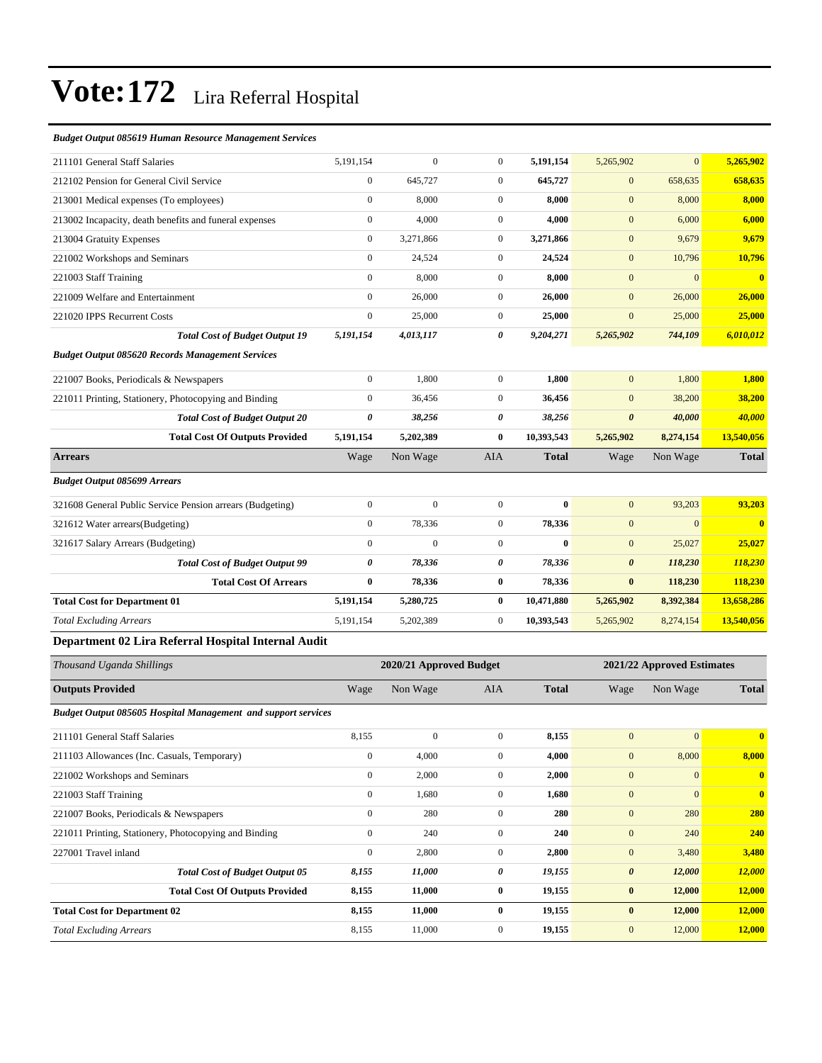# Vote:172 Lira Referral Hospital

| | | | | | | | |
|---|---|---|---|---|---|---|---|
| ***Budget Output 085619 Human Resource Management Services*** | | | | | | | |
| 211101 General Staff Salaries | 5,191,154 | 0 | 0 | **5,191,154** | 5,265,902 | 0 | **5,265,902** |
| 212102 Pension for General Civil Service | 0 | 645,727 | 0 | **645,727** | 0 | 658,635 | **658,635** |
| 213001 Medical expenses (To employees) | 0 | 8,000 | 0 | **8,000** | 0 | 8,000 | **8,000** |
| 213002 Incapacity, death benefits and funeral expenses | 0 | 4,000 | 0 | **4,000** | 0 | 6,000 | **6,000** |
| 213004 Gratuity Expenses | 0 | 3,271,866 | 0 | **3,271,866** | 0 | 9,679 | **9,679** |
| 221002 Workshops and Seminars | 0 | 24,524 | 0 | **24,524** | 0 | 10,796 | **10,796** |
| 221003 Staff Training | 0 | 8,000 | 0 | **8,000** | 0 | 0 | **0** |
| 221009 Welfare and Entertainment | 0 | 26,000 | 0 | **26,000** | 0 | 26,000 | **26,000** |
| 221020 IPPS Recurrent Costs | 0 | 25,000 | 0 | **25,000** | 0 | 25,000 | **25,000** |
| ***Total Cost of Budget Output 19*** | ***5,191,154*** | ***4,013,117*** | ***0*** | ***9,204,271*** | ***5,265,902*** | ***744,109*** | ***6,010,012*** |
| ***Budget Output 085620 Records Management Services*** | | | | | | | |
| 221007 Books, Periodicals & Newspapers | 0 | 1,800 | 0 | **1,800** | 0 | 1,800 | **1,800** |
| 221011 Printing, Stationery, Photocopying and Binding | 0 | 36,456 | 0 | **36,456** | 0 | 38,200 | **38,200** |
| ***Total Cost of Budget Output 20*** | ***0*** | ***38,256*** | ***0*** | ***38,256*** | ***0*** | ***40,000*** | ***40,000*** |
| **Total Cost Of Outputs Provided** | **5,191,154** | **5,202,389** | **0** | **10,393,543** | **5,265,902** | **8,274,154** | **13,540,056** |
| **Arrears** | Wage | Non Wage | AIA | **Total** | Wage | Non Wage | **Total** |
| ***Budget Output 085699 Arrears*** | | | | | | | |
| 321608 General Public Service Pension arrears (Budgeting) | 0 | 0 | 0 | **0** | 0 | 93,203 | **93,203** |
| 321612 Water arrears(Budgeting) | 0 | 78,336 | 0 | **78,336** | 0 | 0 | **0** |
| 321617 Salary Arrears (Budgeting) | 0 | 0 | 0 | **0** | 0 | 25,027 | **25,027** |
| ***Total Cost of Budget Output 99*** | ***0*** | ***78,336*** | ***0*** | ***78,336*** | ***0*** | ***118,230*** | ***118,230*** |
| **Total Cost Of Arrears** | **0** | **78,336** | **0** | **78,336** | **0** | **118,230** | **118,230** |
| **Total Cost for Department 01** | **5,191,154** | **5,280,725** | **0** | **10,471,880** | **5,265,902** | **8,392,384** | **13,658,286** |
| *Total Excluding Arrears* | 5,191,154 | 5,202,389 | 0 | **10,393,543** | 5,265,902 | 8,274,154 | **13,540,056** |

## Department 02 Lira Referral Hospital Internal Audit

| *Thousand Uganda Shillings* | 2020/21 Approved Budget | | | | 2021/22 Approved Estimates | | |
|---|---|---|---|---|---|---|---|
| **Outputs Provided** | Wage | Non Wage | AIA | **Total** | Wage | Non Wage | **Total** |
| ***Budget Output 085605 Hospital Management and support services*** | | | | | | | |
| 211101 General Staff Salaries | 8,155 | 0 | 0 | **8,155** | 0 | 0 | **0** |
| 211103 Allowances (Inc. Casuals, Temporary) | 0 | 4,000 | 0 | **4,000** | 0 | 8,000 | **8,000** |
| 221002 Workshops and Seminars | 0 | 2,000 | 0 | **2,000** | 0 | 0 | **0** |
| 221003 Staff Training | 0 | 1,680 | 0 | **1,680** | 0 | 0 | **0** |
| 221007 Books, Periodicals & Newspapers | 0 | 280 | 0 | **280** | 0 | 280 | **280** |
| 221011 Printing, Stationery, Photocopying and Binding | 0 | 240 | 0 | **240** | 0 | 240 | **240** |
| 227001 Travel inland | 0 | 2,800 | 0 | **2,800** | 0 | 3,480 | **3,480** |
| ***Total Cost of Budget Output 05*** | ***8,155*** | ***11,000*** | ***0*** | ***19,155*** | ***0*** | ***12,000*** | ***12,000*** |
| **Total Cost Of Outputs Provided** | **8,155** | **11,000** | **0** | **19,155** | **0** | **12,000** | **12,000** |
| **Total Cost for Department 02** | **8,155** | **11,000** | **0** | **19,155** | **0** | **12,000** | **12,000** |
| *Total Excluding Arrears* | 8,155 | 11,000 | 0 | **19,155** | 0 | 12,000 | **12,000** |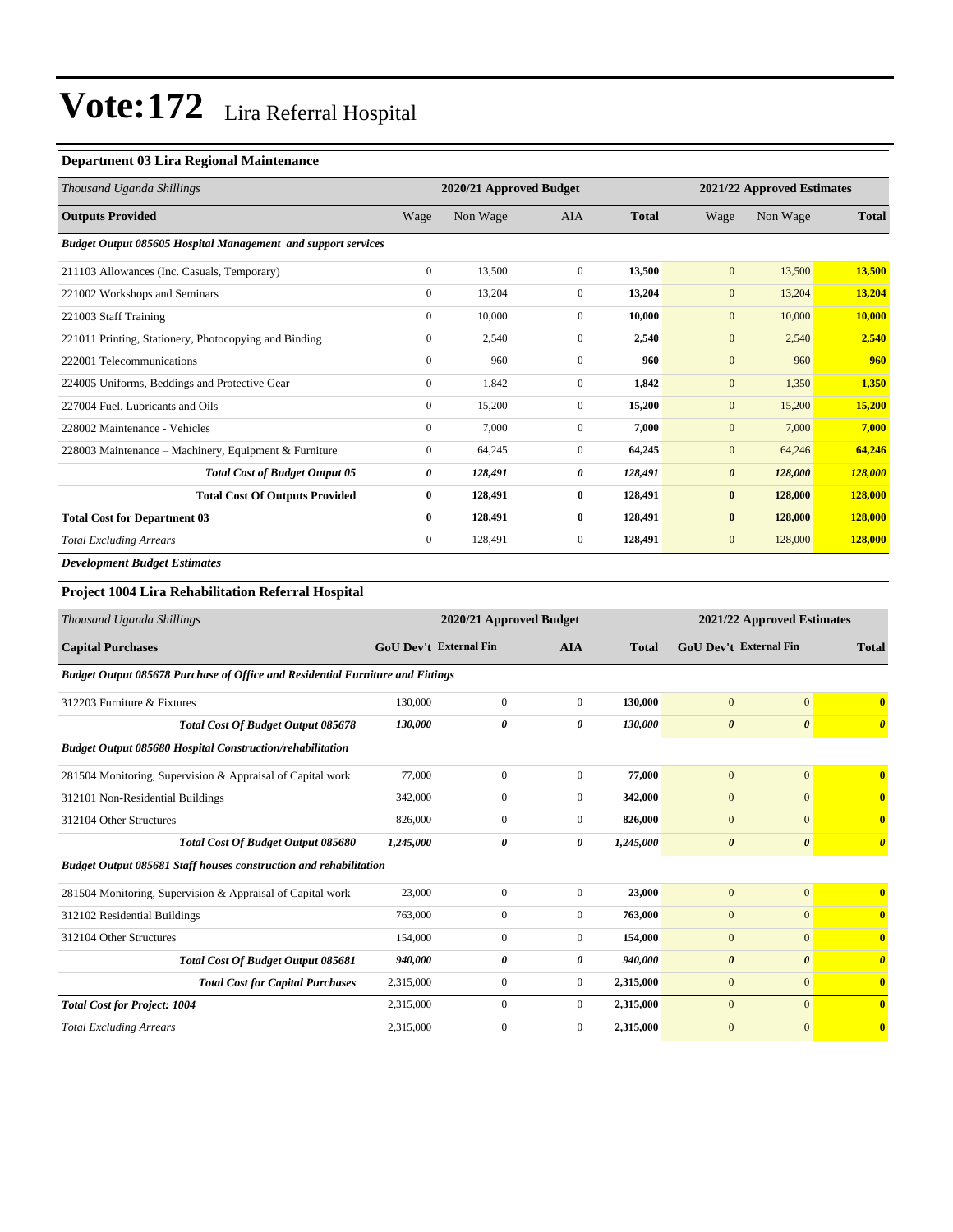# Vote:172 Lira Referral Hospital

### Department 03 Lira Regional Maintenance

| *Thousand Uganda Shillings* | 2020/21 Approved Budget | | | | 2021/22 Approved Estimates | | |
|---|---|---|---|---|---|---|---|
| **Outputs Provided** | Wage | Non Wage | AIA | **Total** | Wage | Non Wage | **Total** |
| ***Budget Output 085605 Hospital Management and support services*** | | | | | | | |
| 211103 Allowances (Inc. Casuals, Temporary) | 0 | 13,500 | 0 | **13,500** | 0 | 13,500 | **13,500** |
| 221002 Workshops and Seminars | 0 | 13,204 | 0 | **13,204** | 0 | 13,204 | **13,204** |
| 221003 Staff Training | 0 | 10,000 | 0 | **10,000** | 0 | 10,000 | **10,000** |
| 221011 Printing, Stationery, Photocopying and Binding | 0 | 2,540 | 0 | **2,540** | 0 | 2,540 | **2,540** |
| 222001 Telecommunications | 0 | 960 | 0 | **960** | 0 | 960 | **960** |
| 224005 Uniforms, Beddings and Protective Gear | 0 | 1,842 | 0 | **1,842** | 0 | 1,350 | **1,350** |
| 227004 Fuel, Lubricants and Oils | 0 | 15,200 | 0 | **15,200** | 0 | 15,200 | **15,200** |
| 228002 Maintenance - Vehicles | 0 | 7,000 | 0 | **7,000** | 0 | 7,000 | **7,000** |
| 228003 Maintenance – Machinery, Equipment & Furniture | 0 | 64,245 | 0 | **64,245** | 0 | 64,246 | **64,246** |
| ***Total Cost of Budget Output 05*** | ***0*** | ***128,491*** | ***0*** | ***128,491*** | ***0*** | ***128,000*** | ***128,000*** |
| **Total Cost Of Outputs Provided** | **0** | **128,491** | **0** | **128,491** | **0** | **128,000** | **128,000** |
| **Total Cost for Department 03** | **0** | **128,491** | **0** | **128,491** | **0** | **128,000** | **128,000** |
| *Total Excluding Arrears* | 0 | 128,491 | 0 | **128,491** | 0 | 128,000 | **128,000** |

***Development Budget Estimates***

### Project 1004 Lira Rehabilitation Referral Hospital

| *Thousand Uganda Shillings* | 2020/21 Approved Budget | | | | 2021/22 Approved Estimates | | |
|---|---|---|---|---|---|---|---|
| **Capital Purchases** | **GoU Dev't** | **External Fin** | **AIA** | **Total** | **GoU Dev't** | **External Fin** | **Total** |
| ***Budget Output 085678 Purchase of Office and Residential Furniture and Fittings*** | | | | | | | |
| 312203 Furniture & Fixtures | 130,000 | 0 | 0 | **130,000** | 0 | 0 | **0** |
| ***Total Cost Of Budget Output 085678*** | ***130,000*** | ***0*** | ***0*** | ***130,000*** | ***0*** | ***0*** | ***0*** |
| ***Budget Output 085680 Hospital Construction/rehabilitation*** | | | | | | | |
| 281504 Monitoring, Supervision & Appraisal of Capital work | 77,000 | 0 | 0 | **77,000** | 0 | 0 | **0** |
| 312101 Non-Residential Buildings | 342,000 | 0 | 0 | **342,000** | 0 | 0 | **0** |
| 312104 Other Structures | 826,000 | 0 | 0 | **826,000** | 0 | 0 | **0** |
| ***Total Cost Of Budget Output 085680*** | ***1,245,000*** | ***0*** | ***0*** | ***1,245,000*** | ***0*** | ***0*** | ***0*** |
| ***Budget Output 085681 Staff houses construction and rehabilitation*** | | | | | | | |
| 281504 Monitoring, Supervision & Appraisal of Capital work | 23,000 | 0 | 0 | **23,000** | 0 | 0 | **0** |
| 312102 Residential Buildings | 763,000 | 0 | 0 | **763,000** | 0 | 0 | **0** |
| 312104 Other Structures | 154,000 | 0 | 0 | **154,000** | 0 | 0 | **0** |
| ***Total Cost Of Budget Output 085681*** | ***940,000*** | ***0*** | ***0*** | ***940,000*** | ***0*** | ***0*** | ***0*** |
| ***Total Cost for Capital Purchases*** | 2,315,000 | 0 | 0 | **2,315,000** | 0 | 0 | **0** |
| ***Total Cost for Project: 1004*** | 2,315,000 | 0 | 0 | **2,315,000** | 0 | 0 | **0** |
| *Total Excluding Arrears* | 2,315,000 | 0 | 0 | **2,315,000** | 0 | 0 | **0** |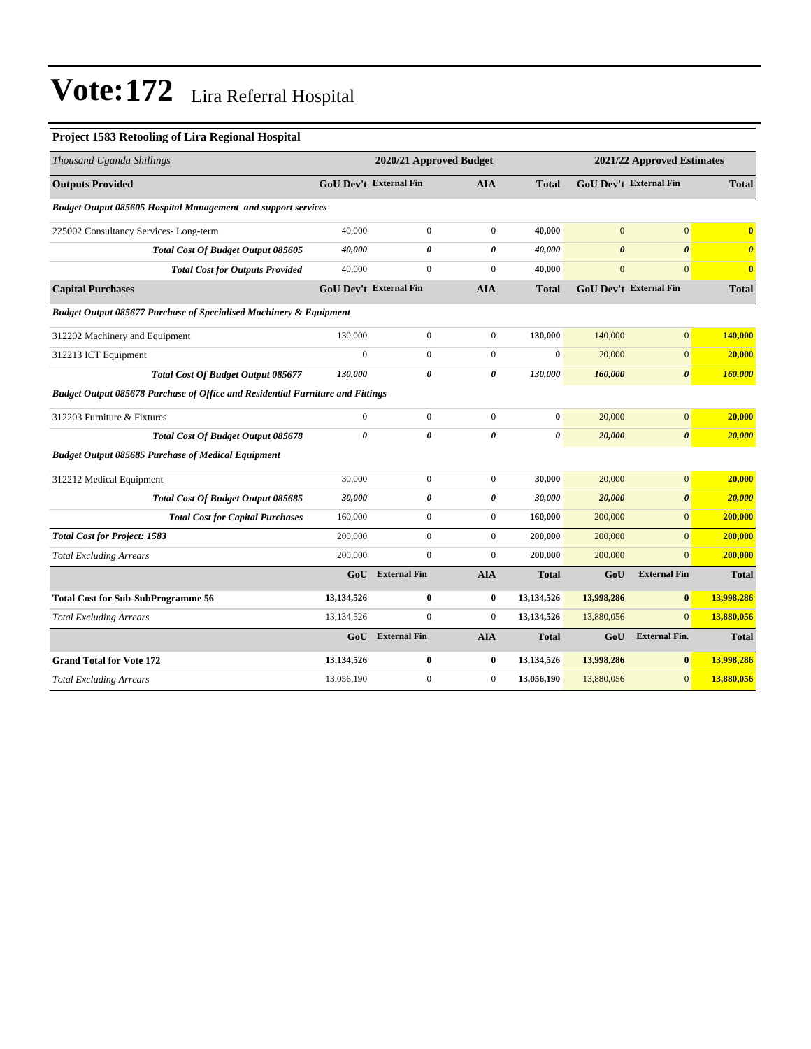# Vote:172 Lira Referral Hospital

### Project 1583 Retooling of Lira Regional Hospital

| *Thousand Uganda Shillings* | 2020/21 Approved Budget | | | | 2021/22 Approved Estimates | | |
|---|---|---|---|---|---|---|---|
| **Outputs Provided** | **GoU Dev't** | **External Fin** | **AIA** | **Total** | **GoU Dev't** | **External Fin** | **Total** |
| ***Budget Output 085605 Hospital Management and support services*** | | | | | | | |
| 225002 Consultancy Services- Long-term | 40,000 | 0 | 0 | **40,000** | 0 | 0 | **0** |
| ***Total Cost Of Budget Output 085605*** | ***40,000*** | ***0*** | ***0*** | ***40,000*** | ***0*** | ***0*** | ***0*** |
| ***Total Cost for Outputs Provided*** | 40,000 | 0 | 0 | **40,000** | 0 | 0 | **0** |
| **Capital Purchases** | **GoU Dev't** | **External Fin** | **AIA** | **Total** | **GoU Dev't** | **External Fin** | **Total** |
| ***Budget Output 085677 Purchase of Specialised Machinery & Equipment*** | | | | | | | |
| 312202 Machinery and Equipment | 130,000 | 0 | 0 | **130,000** | 140,000 | 0 | **140,000** |
| 312213 ICT Equipment | 0 | 0 | 0 | **0** | 20,000 | 0 | **20,000** |
| ***Total Cost Of Budget Output 085677*** | ***130,000*** | ***0*** | ***0*** | ***130,000*** | ***160,000*** | ***0*** | ***160,000*** |
| ***Budget Output 085678 Purchase of Office and Residential Furniture and Fittings*** | | | | | | | |
| 312203 Furniture & Fixtures | 0 | 0 | 0 | **0** | 20,000 | 0 | **20,000** |
| ***Total Cost Of Budget Output 085678*** | ***0*** | ***0*** | ***0*** | ***0*** | ***20,000*** | ***0*** | ***20,000*** |
| ***Budget Output 085685 Purchase of Medical Equipment*** | | | | | | | |
| 312212 Medical Equipment | 30,000 | 0 | 0 | **30,000** | 20,000 | 0 | **20,000** |
| ***Total Cost Of Budget Output 085685*** | ***30,000*** | ***0*** | ***0*** | ***30,000*** | ***20,000*** | ***0*** | ***20,000*** |
| ***Total Cost for Capital Purchases*** | 160,000 | 0 | 0 | **160,000** | 200,000 | 0 | **200,000** |
| ***Total Cost for Project: 1583*** | 200,000 | 0 | 0 | **200,000** | 200,000 | 0 | **200,000** |
| *Total Excluding Arrears* | 200,000 | 0 | 0 | **200,000** | 200,000 | 0 | **200,000** |
| | **GoU** | **External Fin** | **AIA** | **Total** | **GoU** | **External Fin** | **Total** |
| **Total Cost for Sub-SubProgramme 56** | **13,134,526** | **0** | **0** | **13,134,526** | **13,998,286** | **0** | **13,998,286** |
| *Total Excluding Arrears* | 13,134,526 | 0 | 0 | **13,134,526** | 13,880,056 | 0 | **13,880,056** |
| | **GoU** | **External Fin** | **AIA** | **Total** | **GoU** | **External Fin.** | **Total** |
| **Grand Total for Vote 172** | **13,134,526** | **0** | **0** | **13,134,526** | **13,998,286** | **0** | **13,998,286** |
| *Total Excluding Arrears* | 13,056,190 | 0 | 0 | **13,056,190** | 13,880,056 | 0 | **13,880,056** |